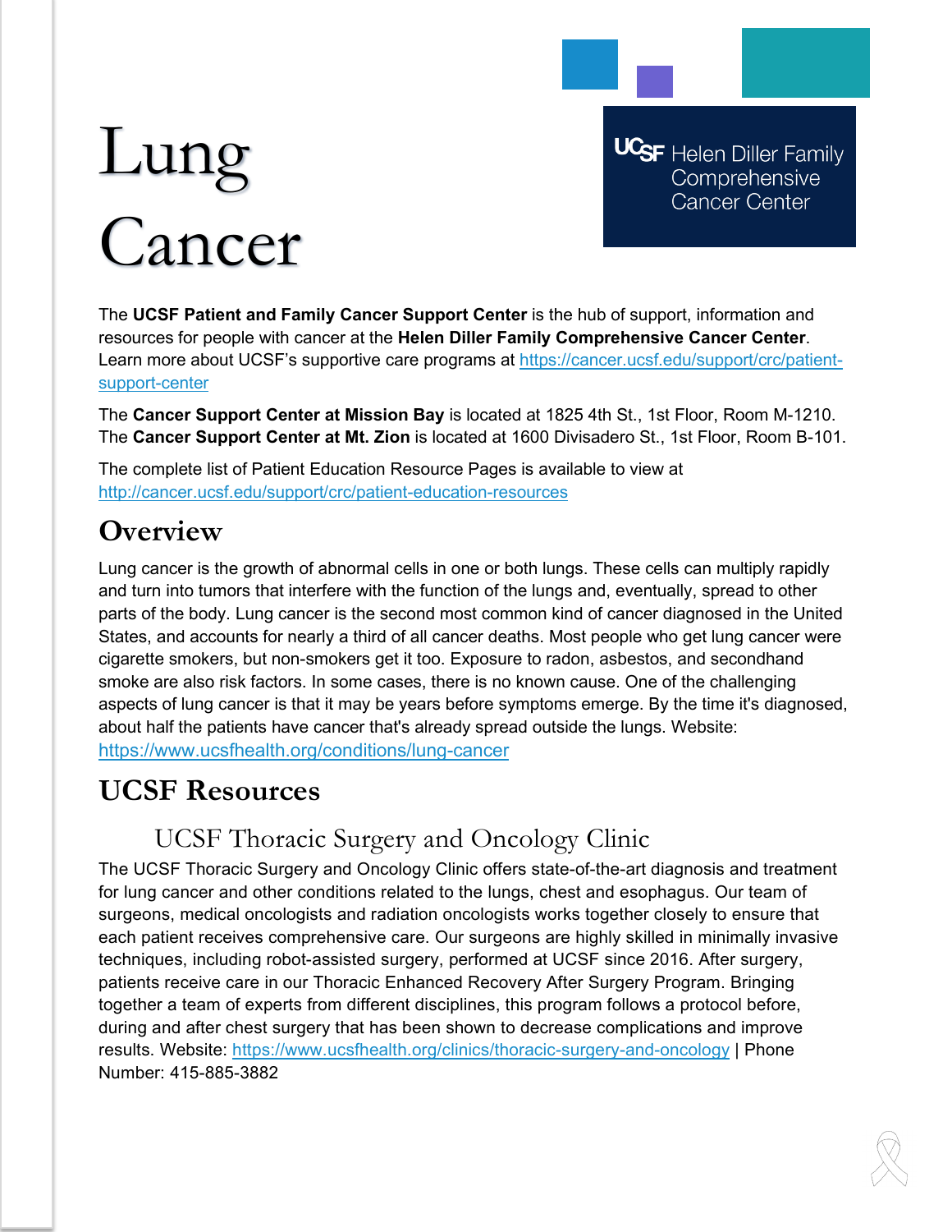# Lung Cancer

UCSF Helen Diller Family Comprehensive Cancer Center

The **UCSF Patient and Family Cancer Support Center** is the hub of support, information and resources for people with cancer at the **Helen Diller Family Comprehensive Cancer Center**. Learn more about UCSF's supportive care programs at https://cancer.ucsf.edu/support/crc/patient-support-center

The **Cancer Support Center at Mission Bay** is located at 1825 4th St., 1st Floor, Room M-1210. The **Cancer Support Center at Mt. Zion** is located at 1600 Divisadero St., 1st Floor, Room B-101.

The complete list of Patient Education Resource Pages is available to view at http://cancer.ucsf.edu/support/crc/patient-education-resources

## Overview

Lung cancer is the growth of abnormal cells in one or both lungs. These cells can multiply rapidly and turn into tumors that interfere with the function of the lungs and, eventually, spread to other parts of the body. Lung cancer is the second most common kind of cancer diagnosed in the United States, and accounts for nearly a third of all cancer deaths. Most people who get lung cancer were cigarette smokers, but non-smokers get it too. Exposure to radon, asbestos, and secondhand smoke are also risk factors. In some cases, there is no known cause. One of the challenging aspects of lung cancer is that it may be years before symptoms emerge. By the time it's diagnosed, about half the patients have cancer that's already spread outside the lungs. Website: https://www.ucsfhealth.org/conditions/lung-cancer

## UCSF Resources

### UCSF Thoracic Surgery and Oncology Clinic

The UCSF Thoracic Surgery and Oncology Clinic offers state-of-the-art diagnosis and treatment for lung cancer and other conditions related to the lungs, chest and esophagus. Our team of surgeons, medical oncologists and radiation oncologists works together closely to ensure that each patient receives comprehensive care. Our surgeons are highly skilled in minimally invasive techniques, including robot-assisted surgery, performed at UCSF since 2016. After surgery, patients receive care in our Thoracic Enhanced Recovery After Surgery Program. Bringing together a team of experts from different disciplines, this program follows a protocol before, during and after chest surgery that has been shown to decrease complications and improve results. Website: https://www.ucsfhealth.org/clinics/thoracic-surgery-and-oncology | Phone Number: 415-885-3882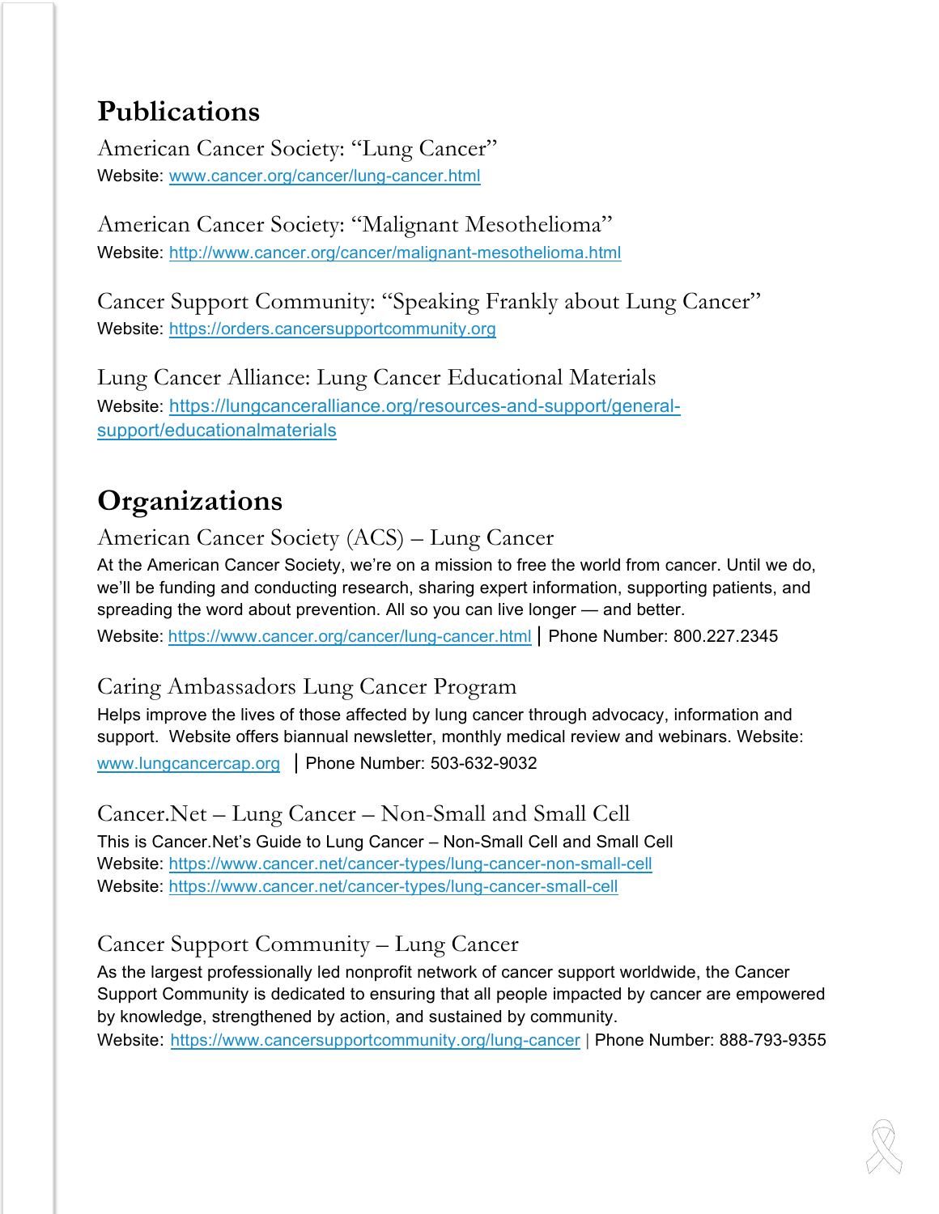## Publications

### American Cancer Society: "Lung Cancer"

Website: www.cancer.org/cancer/lung-cancer.html

### American Cancer Society: "Malignant Mesothelioma"

Website: http://www.cancer.org/cancer/malignant-mesothelioma.html

### Cancer Support Community: "Speaking Frankly about Lung Cancer"

Website: https://orders.cancersupportcommunity.org

### Lung Cancer Alliance: Lung Cancer Educational Materials

Website: https://lungcanceralliance.org/resources-and-support/general-support/educationalmaterials

## Organizations

### American Cancer Society (ACS) – Lung Cancer

At the American Cancer Society, we're on a mission to free the world from cancer. Until we do, we'll be funding and conducting research, sharing expert information, supporting patients, and spreading the word about prevention. All so you can live longer — and better.

Website: https://www.cancer.org/cancer/lung-cancer.html | Phone Number: 800.227.2345

### Caring Ambassadors Lung Cancer Program

Helps improve the lives of those affected by lung cancer through advocacy, information and support. Website offers biannual newsletter, monthly medical review and webinars. Website: www.lungcancercap.org | Phone Number: 503-632-9032

### Cancer.Net – Lung Cancer – Non-Small and Small Cell

This is Cancer.Net's Guide to Lung Cancer – Non-Small Cell and Small Cell

Website: https://www.cancer.net/cancer-types/lung-cancer-non-small-cell

Website: https://www.cancer.net/cancer-types/lung-cancer-small-cell

### Cancer Support Community – Lung Cancer

As the largest professionally led nonprofit network of cancer support worldwide, the Cancer Support Community is dedicated to ensuring that all people impacted by cancer are empowered by knowledge, strengthened by action, and sustained by community.

Website: https://www.cancersupportcommunity.org/lung-cancer | Phone Number: 888-793-9355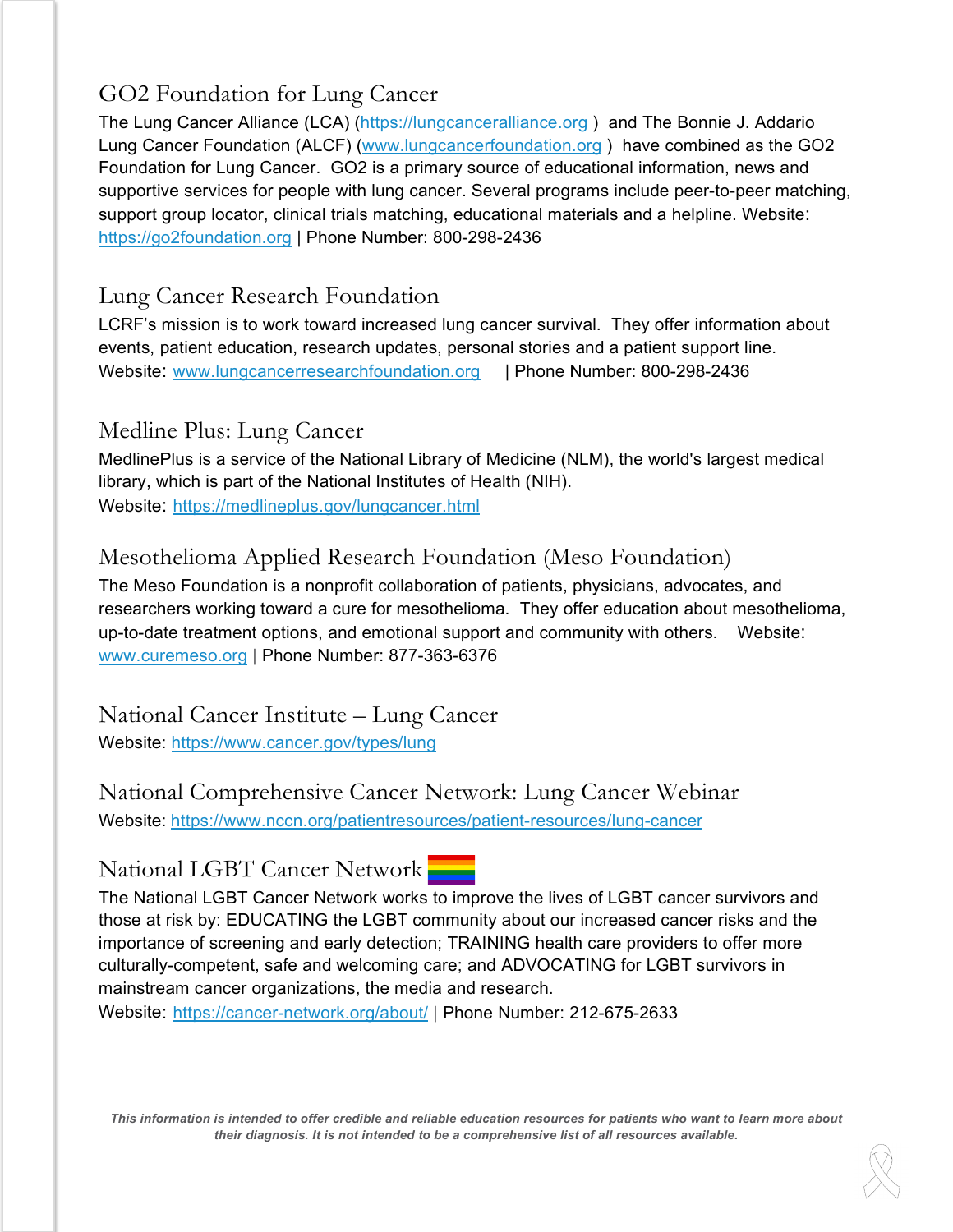## GO2 Foundation for Lung Cancer

The Lung Cancer Alliance (LCA) (https://lungcanceralliance.org ) and The Bonnie J. Addario Lung Cancer Foundation (ALCF) (www.lungcancerfoundation.org ) have combined as the GO2 Foundation for Lung Cancer. GO2 is a primary source of educational information, news and supportive services for people with lung cancer. Several programs include peer-to-peer matching, support group locator, clinical trials matching, educational materials and a helpline. Website: https://go2foundation.org | Phone Number: 800-298-2436

## Lung Cancer Research Foundation

LCRF's mission is to work toward increased lung cancer survival. They offer information about events, patient education, research updates, personal stories and a patient support line. Website: www.lungcancerresearchfoundation.org | Phone Number: 800-298-2436

## Medline Plus: Lung Cancer

MedlinePlus is a service of the National Library of Medicine (NLM), the world's largest medical library, which is part of the National Institutes of Health (NIH).
Website: https://medlineplus.gov/lungcancer.html

## Mesothelioma Applied Research Foundation (Meso Foundation)

The Meso Foundation is a nonprofit collaboration of patients, physicians, advocates, and researchers working toward a cure for mesothelioma. They offer education about mesothelioma, up-to-date treatment options, and emotional support and community with others. Website: www.curemeso.org | Phone Number: 877-363-6376

## National Cancer Institute – Lung Cancer

Website: https://www.cancer.gov/types/lung

## National Comprehensive Cancer Network: Lung Cancer Webinar

Website: https://www.nccn.org/patientresources/patient-resources/lung-cancer

## National LGBT Cancer Network

The National LGBT Cancer Network works to improve the lives of LGBT cancer survivors and those at risk by: EDUCATING the LGBT community about our increased cancer risks and the importance of screening and early detection; TRAINING health care providers to offer more culturally-competent, safe and welcoming care; and ADVOCATING for LGBT survivors in mainstream cancer organizations, the media and research.
Website: https://cancer-network.org/about/ | Phone Number: 212-675-2633

***This information is intended to offer credible and reliable education resources for patients who want to learn more about their diagnosis. It is not intended to be a comprehensive list of all resources available.***